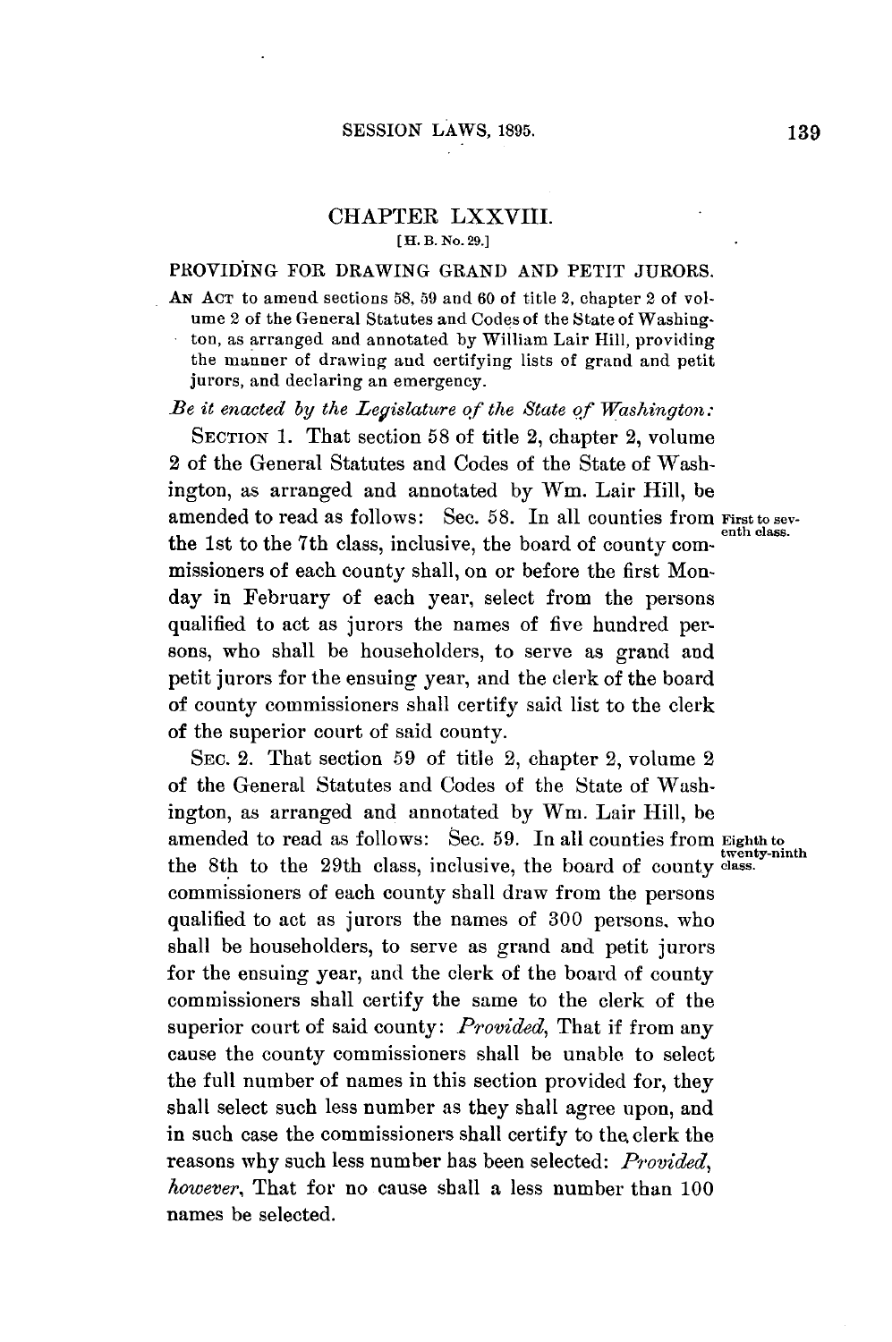## CHAPTER LXXVIII.

[H. B. No. 29.]

### PROVIDING FOR DRAWING GRAND AND PETIT JURORS.

AN ACT to amend sections 58, 59 and 60 of title 2, chapter 2 of volume 2 of the General Statutes and Codes of the State of Washington, as arranged and annotated by William Lair Hill, providing the manner of drawing and certifying lists of grand and petit jurors, and declaring an emergency.

*Be it enacted by the Legislature of the State of Washington:*

SECTION 1. That section 58 of title 2, chapter 2, volume 2 of the General Statutes and Codes of the State of Washington, as arranged and annotated by Wm. Lair Hill, be amended to read as follows: Sec. 58. In all counties from the 1st to the 7th class, inclusive, the board of county commissioners of each county shall, on or before the first Monday in February of each year, select from the persons qualified to act as jurors the names of five hundred persons, who shall be householders, to serve as grand and petit jurors for the ensuing year, and the clerk of the board of county commissioners shall certify said list to the clerk of the superior court of said county.

**First to seventh class.**

SEC. 2. That section 59 of title 2, chapter 2, volume 2 of the General Statutes and Codes of the State of Washington, as arranged and annotated by Wm. Lair Hill, be amended to read as follows: Sec. 59. In all counties from the 8th to the 29th class, inclusive, the board of county commissioners of each county shall draw from the persons qualified to act as jurors the names of 300 persons, who shall be householders, to serve as grand and petit jurors for the ensuing year, and the clerk of the board of county commissioners shall certify the same to the clerk of the superior court of said county: *Provided*, That if from any cause the county commissioners shall be unable to select the full number of names in this section provided for, they shall select such less number as they shall agree upon, and in such case the commissioners shall certify to the clerk the reasons why such less number has been selected: *Provided, however*, That for no cause shall a less number than 100 names be selected.

**Eighth to twenty-ninth class.**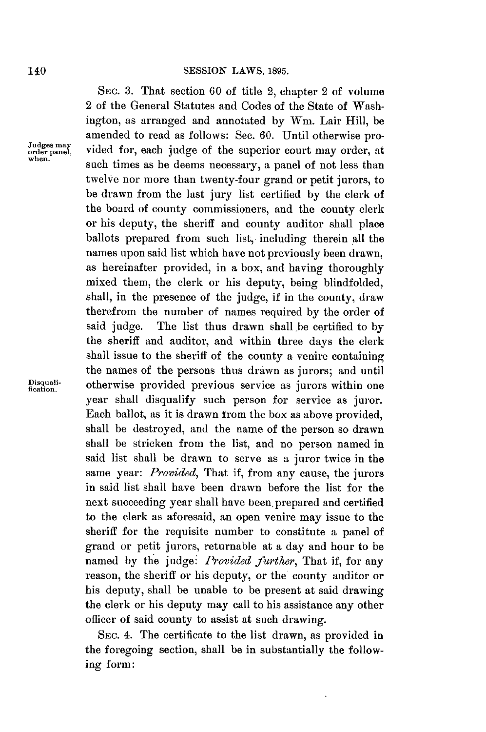SEC. 3. That section 60 of title 2, chapter 2 of volume 2 of the General Statutes and Codes of the State of Washington, as arranged and annotated by Wm. Lair Hill, be amended to read as follows: Sec. 60. Until otherwise provided for, each judge of the superior court may order, at such times as he deems necessary, a panel of not less than twelve nor more than twenty-four grand or petit jurors, to be drawn from the last jury list certified by the clerk of the board of county commissioners, and the county clerk or his deputy, the sheriff and county auditor shall place ballots prepared from such list, including therein all the names upon said list which have not previously been drawn, as hereinafter provided, in a box, and having thoroughly mixed them, the clerk or his deputy, being blindfolded, shall, in the presence of the judge, if in the county, draw therefrom the number of names required by the order of said judge. The list thus drawn shall be certified to by the sheriff and auditor, and within three days the clerk shall issue to the sheriff of the county a venire containing the names of the persons thus drawn as jurors; and until otherwise provided previous service as jurors within one year shall disqualify such person for service as juror. Each ballot, as it is drawn from the box as above provided, shall be destroyed, and the name of the person so drawn shall be stricken from the list, and no person named in said list shall be drawn to serve as a juror twice in the same year: *Provided*, That if, from any cause, the jurors in said list shall have been drawn before the list for the next succeeding year shall have been prepared and certified to the clerk as aforesaid, an open venire may issue to the sheriff for the requisite number to constitute a panel of grand or petit jurors, returnable at a day and hour to be named by the judge: *Provided further*, That if, for any reason, the sheriff or his deputy, or the county auditor or his deputy, shall be unable to be present at said drawing the clerk or his deputy may call to his assistance any other officer of said county to assist at such drawing.

Judges may order panel, when.

Disqualification.

SEC. 4. The certificate to the list drawn, as provided in the foregoing section, shall be in substantially the following form: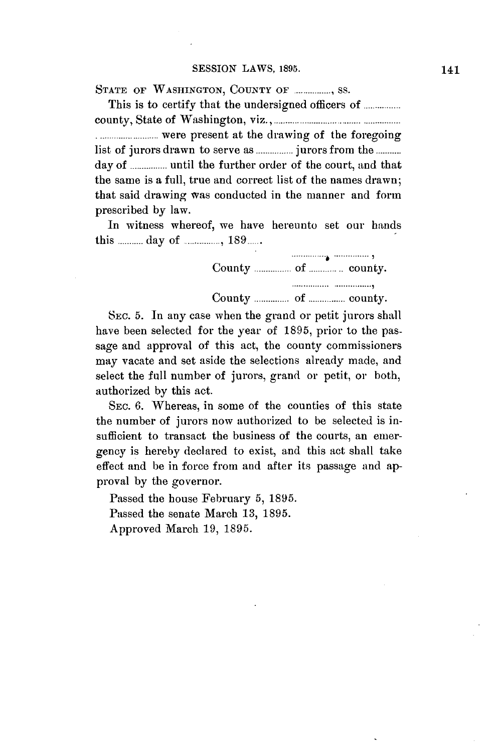STATE OF WASHINGTON, COUNTY OF ..............., SS.

This is to certify that the undersigned officers of ............... county, State of Washington, viz., ........................................................ .......................... were present at the drawing of the foregoing list of jurors drawn to serve as ............... jurors from the .......... day of ............... until the further order of the court, and that the same is a full, true and correct list of the names drawn; that said drawing was conducted in the manner and form prescribed by law.

In witness whereof, we have hereunto set our hands this .......... day of ..............., 189.....

............... ..............., 
County ............... of ............... county.

............... ...............,
County ............... of ............... county.

SEC. 5. In any case when the grand or petit jurors shall have been selected for the year of 1895, prior to the passage and approval of this act, the county commissioners may vacate and set aside the selections already made, and select the full number of jurors, grand or petit, or both, authorized by this act.

SEC. 6. Whereas, in some of the counties of this state the number of jurors now authorized to be selected is insufficient to transact the business of the courts, an emergency is hereby declared to exist, and this act shall take effect and be in force from and after its passage and approval by the governor.

Passed the house February 5, 1895.
Passed the senate March 13, 1895.
Approved March 19, 1895.